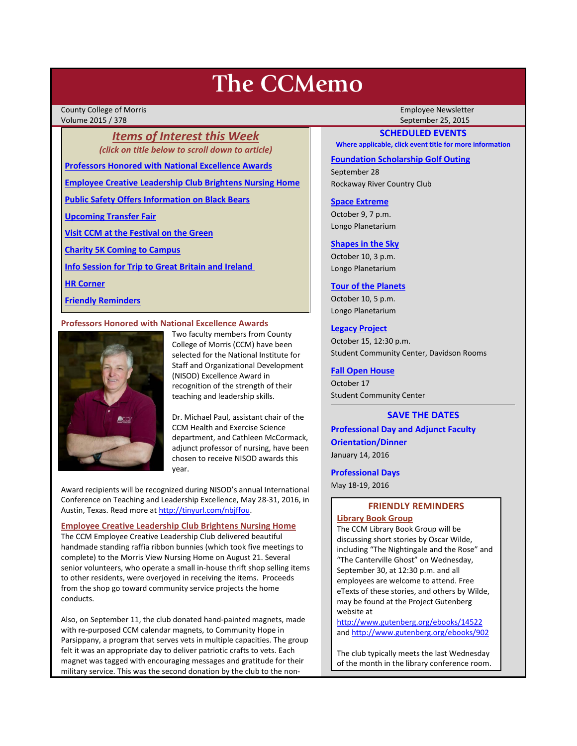# The CCMemo

County College of Morris
Volume 2015 / 378

Employee Newsletter
September 25, 2015

## *Items of Interest this Week*

*(click on title below to scroll down to article)*

**Professors Honored with National Excellence Awards**

**Employee Creative Leadership Club Brightens Nursing Home**

**Public Safety Offers Information on Black Bears**

**Upcoming Transfer Fair**

**Visit CCM at the Festival on the Green**

**Charity 5K Coming to Campus**

**Info Session for Trip to Great Britain and Ireland**

**HR Corner**

**Friendly Reminders**

### Professors Honored with National Excellence Awards

Two faculty members from County College of Morris (CCM) have been selected for the National Institute for Staff and Organizational Development (NISOD) Excellence Award in recognition of the strength of their teaching and leadership skills.

Dr. Michael Paul, assistant chair of the CCM Health and Exercise Science department, and Cathleen McCormack, adjunct professor of nursing, have been chosen to receive NISOD awards this year.

Award recipients will be recognized during NISOD's annual International Conference on Teaching and Leadership Excellence, May 28-31, 2016, in Austin, Texas. Read more at http://tinyurl.com/nbjffou.

### Employee Creative Leadership Club Brightens Nursing Home

The CCM Employee Creative Leadership Club delivered beautiful handmade standing raffia ribbon bunnies (which took five meetings to complete) to the Morris View Nursing Home on August 21. Several senior volunteers, who operate a small in-house thrift shop selling items to other residents, were overjoyed in receiving the items. Proceeds from the shop go toward community service projects the home conducts.

Also, on September 11, the club donated hand-painted magnets, made with re-purposed CCM calendar magnets, to Community Hope in Parsippany, a program that serves vets in multiple capacities. The group felt it was an appropriate day to deliver patriotic crafts to vets. Each magnet was tagged with encouraging messages and gratitude for their military service. This was the second donation by the club to the non-

## SCHEDULED EVENTS

**Where applicable, click event title for more information**

**Foundation Scholarship Golf Outing**
September 28
Rockaway River Country Club

**Space Extreme**
October 9, 7 p.m.
Longo Planetarium

**Shapes in the Sky**
October 10, 3 p.m.
Longo Planetarium

**Tour of the Planets**
October 10, 5 p.m.
Longo Planetarium

**Legacy Project**
October 15, 12:30 p.m.
Student Community Center, Davidson Rooms

**Fall Open House**
October 17
Student Community Center

## SAVE THE DATES

**Professional Day and Adjunct Faculty Orientation/Dinner**
January 14, 2016

**Professional Days**
May 18-19, 2016

## FRIENDLY REMINDERS

**Library Book Group**

The CCM Library Book Group will be discussing short stories by Oscar Wilde, including "The Nightingale and the Rose" and "The Canterville Ghost" on Wednesday, September 30, at 12:30 p.m. and all employees are welcome to attend. Free eTexts of these stories, and others by Wilde, may be found at the Project Gutenberg website at http://www.gutenberg.org/ebooks/14522 and http://www.gutenberg.org/ebooks/902

The club typically meets the last Wednesday of the month in the library conference room.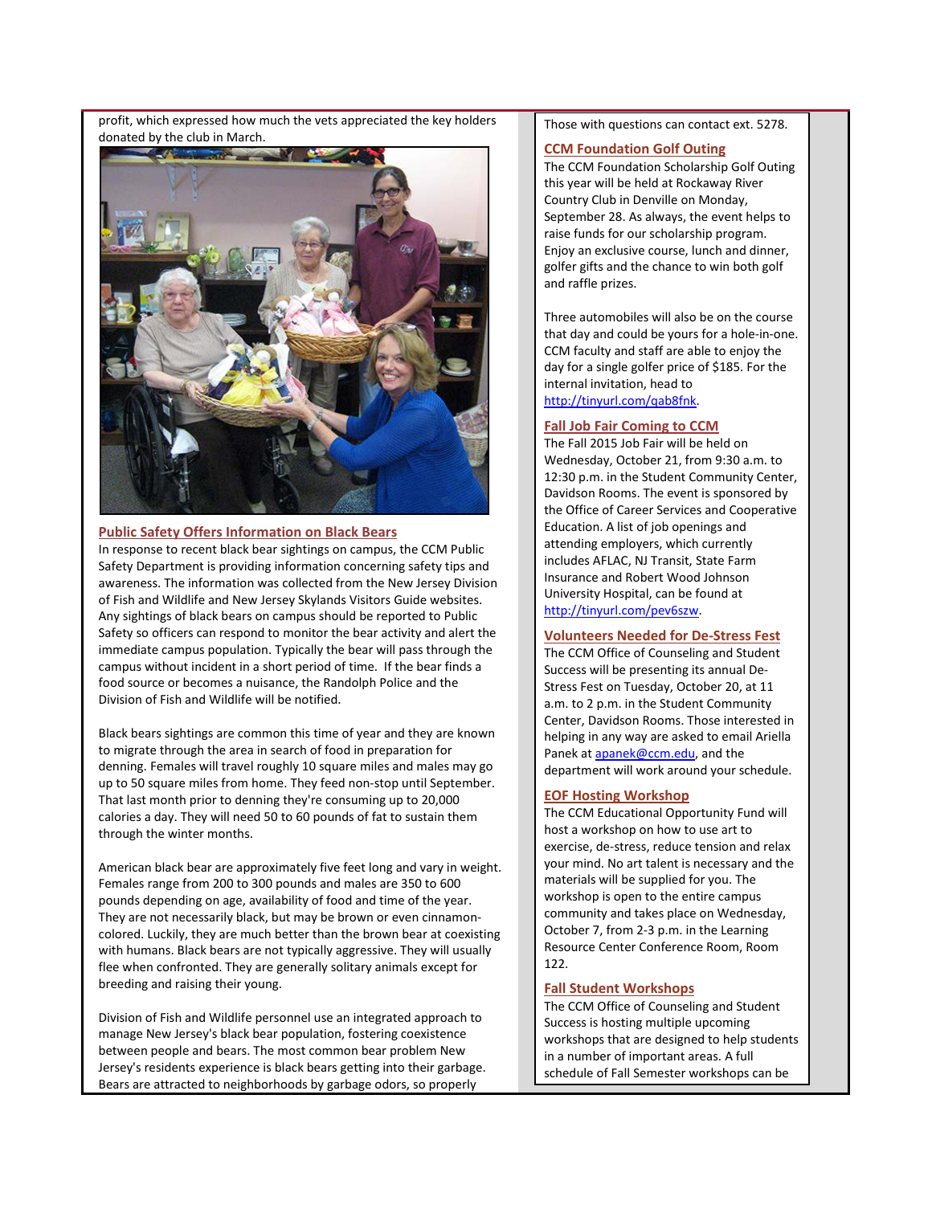profit, which expressed how much the vets appreciated the key holders donated by the club in March.

## Public Safety Offers Information on Black Bears

In response to recent black bear sightings on campus, the CCM Public Safety Department is providing information concerning safety tips and awareness. The information was collected from the New Jersey Division of Fish and Wildlife and New Jersey Skylands Visitors Guide websites. Any sightings of black bears on campus should be reported to Public Safety so officers can respond to monitor the bear activity and alert the immediate campus population. Typically the bear will pass through the campus without incident in a short period of time. If the bear finds a food source or becomes a nuisance, the Randolph Police and the Division of Fish and Wildlife will be notified.

Black bears sightings are common this time of year and they are known to migrate through the area in search of food in preparation for denning. Females will travel roughly 10 square miles and males may go up to 50 square miles from home. They feed non-stop until September. That last month prior to denning they're consuming up to 20,000 calories a day. They will need 50 to 60 pounds of fat to sustain them through the winter months.

American black bear are approximately five feet long and vary in weight. Females range from 200 to 300 pounds and males are 350 to 600 pounds depending on age, availability of food and time of the year. They are not necessarily black, but may be brown or even cinnamon-colored. Luckily, they are much better than the brown bear at coexisting with humans. Black bears are not typically aggressive. They will usually flee when confronted. They are generally solitary animals except for breeding and raising their young.

Division of Fish and Wildlife personnel use an integrated approach to manage New Jersey's black bear population, fostering coexistence between people and bears. The most common bear problem New Jersey's residents experience is black bears getting into their garbage. Bears are attracted to neighborhoods by garbage odors, so properly

Those with questions can contact ext. 5278.

## CCM Foundation Golf Outing

The CCM Foundation Scholarship Golf Outing this year will be held at Rockaway River Country Club in Denville on Monday, September 28. As always, the event helps to raise funds for our scholarship program. Enjoy an exclusive course, lunch and dinner, golfer gifts and the chance to win both golf and raffle prizes.

Three automobiles will also be on the course that day and could be yours for a hole-in-one. CCM faculty and staff are able to enjoy the day for a single golfer price of $185. For the internal invitation, head to http://tinyurl.com/qab8fnk.

## Fall Job Fair Coming to CCM

The Fall 2015 Job Fair will be held on Wednesday, October 21, from 9:30 a.m. to 12:30 p.m. in the Student Community Center, Davidson Rooms. The event is sponsored by the Office of Career Services and Cooperative Education. A list of job openings and attending employers, which currently includes AFLAC, NJ Transit, State Farm Insurance and Robert Wood Johnson University Hospital, can be found at http://tinyurl.com/pev6szw.

## Volunteers Needed for De-Stress Fest

The CCM Office of Counseling and Student Success will be presenting its annual De-Stress Fest on Tuesday, October 20, at 11 a.m. to 2 p.m. in the Student Community Center, Davidson Rooms. Those interested in helping in any way are asked to email Ariella Panek at apanek@ccm.edu, and the department will work around your schedule.

## EOF Hosting Workshop

The CCM Educational Opportunity Fund will host a workshop on how to use art to exercise, de-stress, reduce tension and relax your mind. No art talent is necessary and the materials will be supplied for you. The workshop is open to the entire campus community and takes place on Wednesday, October 7, from 2-3 p.m. in the Learning Resource Center Conference Room, Room 122.

## Fall Student Workshops

The CCM Office of Counseling and Student Success is hosting multiple upcoming workshops that are designed to help students in a number of important areas. A full schedule of Fall Semester workshops can be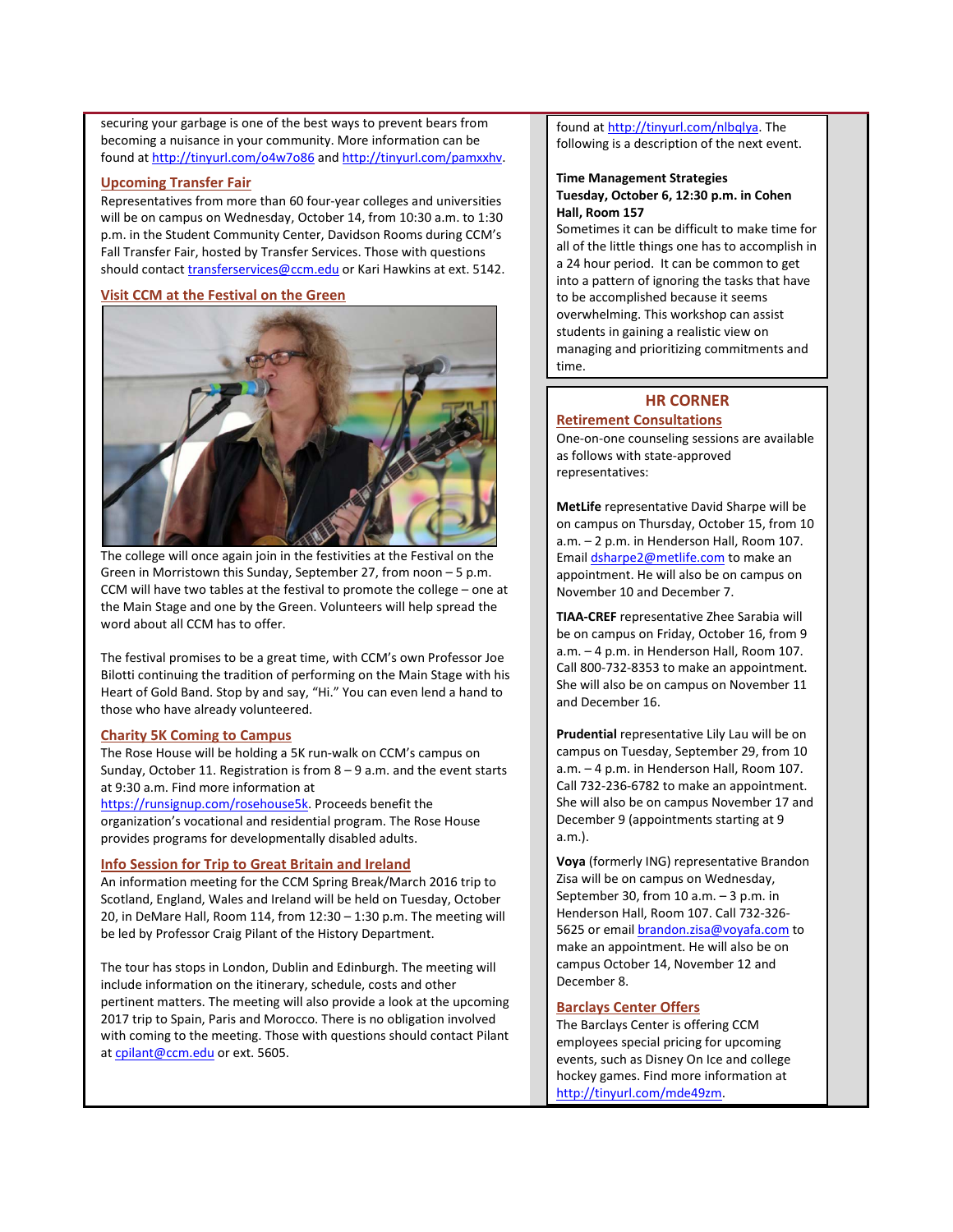securing your garbage is one of the best ways to prevent bears from becoming a nuisance in your community. More information can be found at http://tinyurl.com/o4w7o86 and http://tinyurl.com/pamxxhv.

### Upcoming Transfer Fair

Representatives from more than 60 four-year colleges and universities will be on campus on Wednesday, October 14, from 10:30 a.m. to 1:30 p.m. in the Student Community Center, Davidson Rooms during CCM's Fall Transfer Fair, hosted by Transfer Services. Those with questions should contact transferservices@ccm.edu or Kari Hawkins at ext. 5142.

### Visit CCM at the Festival on the Green

The college will once again join in the festivities at the Festival on the Green in Morristown this Sunday, September 27, from noon – 5 p.m. CCM will have two tables at the festival to promote the college – one at the Main Stage and one by the Green. Volunteers will help spread the word about all CCM has to offer.

The festival promises to be a great time, with CCM's own Professor Joe Bilotti continuing the tradition of performing on the Main Stage with his Heart of Gold Band. Stop by and say, "Hi." You can even lend a hand to those who have already volunteered.

### Charity 5K Coming to Campus

The Rose House will be holding a 5K run-walk on CCM's campus on Sunday, October 11. Registration is from 8 – 9 a.m. and the event starts at 9:30 a.m. Find more information at https://runsignup.com/rosehouse5k. Proceeds benefit the organization's vocational and residential program. The Rose House provides programs for developmentally disabled adults.

### Info Session for Trip to Great Britain and Ireland

An information meeting for the CCM Spring Break/March 2016 trip to Scotland, England, Wales and Ireland will be held on Tuesday, October 20, in DeMare Hall, Room 114, from 12:30 – 1:30 p.m. The meeting will be led by Professor Craig Pilant of the History Department.

The tour has stops in London, Dublin and Edinburgh. The meeting will include information on the itinerary, schedule, costs and other pertinent matters. The meeting will also provide a look at the upcoming 2017 trip to Spain, Paris and Morocco. There is no obligation involved with coming to the meeting. Those with questions should contact Pilant at cpilant@ccm.edu or ext. 5605.

found at http://tinyurl.com/nlbqlya. The following is a description of the next event.

**Time Management Strategies**
**Tuesday, October 6, 12:30 p.m. in Cohen Hall, Room 157**
Sometimes it can be difficult to make time for all of the little things one has to accomplish in a 24 hour period. It can be common to get into a pattern of ignoring the tasks that have to be accomplished because it seems overwhelming. This workshop can assist students in gaining a realistic view on managing and prioritizing commitments and time.

## HR CORNER

### Retirement Consultations

One-on-one counseling sessions are available as follows with state-approved representatives:

**MetLife** representative David Sharpe will be on campus on Thursday, October 15, from 10 a.m. – 2 p.m. in Henderson Hall, Room 107. Email dsharpe2@metlife.com to make an appointment. He will also be on campus on November 10 and December 7.

**TIAA-CREF** representative Zhee Sarabia will be on campus on Friday, October 16, from 9 a.m. – 4 p.m. in Henderson Hall, Room 107. Call 800-732-8353 to make an appointment. She will also be on campus on November 11 and December 16.

**Prudential** representative Lily Lau will be on campus on Tuesday, September 29, from 10 a.m. – 4 p.m. in Henderson Hall, Room 107. Call 732-236-6782 to make an appointment. She will also be on campus November 17 and December 9 (appointments starting at 9 a.m.).

**Voya** (formerly ING) representative Brandon Zisa will be on campus on Wednesday, September 30, from 10 a.m. – 3 p.m. in Henderson Hall, Room 107. Call 732-326-5625 or email brandon.zisa@voyafa.com to make an appointment. He will also be on campus October 14, November 12 and December 8.

### Barclays Center Offers

The Barclays Center is offering CCM employees special pricing for upcoming events, such as Disney On Ice and college hockey games. Find more information at http://tinyurl.com/mde49zm.